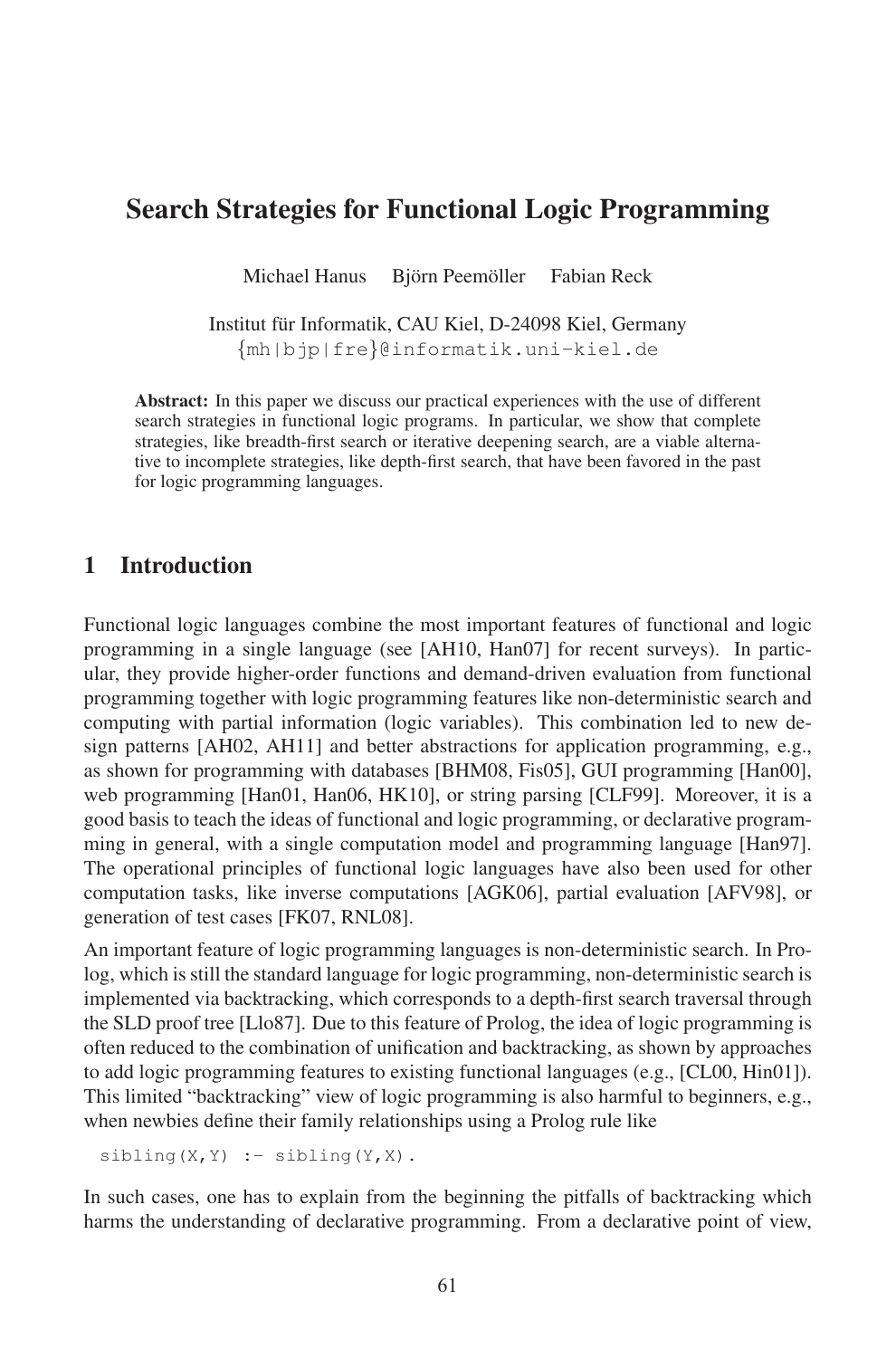# Search Strategies for Functional Logic Programming

Michael Hanus Björn Peemöller Fabian Reck

Institut für Informatik, CAU Kiel, D-24098 Kiel, Germany
{mh|bjp|fre}@informatik.uni-kiel.de

**Abstract:** In this paper we discuss our practical experiences with the use of different search strategies in functional logic programs. In particular, we show that complete strategies, like breadth-first search or iterative deepening search, are a viable alternative to incomplete strategies, like depth-first search, that have been favored in the past for logic programming languages.

## 1 Introduction

Functional logic languages combine the most important features of functional and logic programming in a single language (see [AH10, Han07] for recent surveys). In particular, they provide higher-order functions and demand-driven evaluation from functional programming together with logic programming features like non-deterministic search and computing with partial information (logic variables). This combination led to new design patterns [AH02, AH11] and better abstractions for application programming, e.g., as shown for programming with databases [BHM08, Fis05], GUI programming [Han00], web programming [Han01, Han06, HK10], or string parsing [CLF99]. Moreover, it is a good basis to teach the ideas of functional and logic programming, or declarative programming in general, with a single computation model and programming language [Han97]. The operational principles of functional logic languages have also been used for other computation tasks, like inverse computations [AGK06], partial evaluation [AFV98], or generation of test cases [FK07, RNL08].

An important feature of logic programming languages is non-deterministic search. In Prolog, which is still the standard language for logic programming, non-deterministic search is implemented via backtracking, which corresponds to a depth-first search traversal through the SLD proof tree [Llo87]. Due to this feature of Prolog, the idea of logic programming is often reduced to the combination of unification and backtracking, as shown by approaches to add logic programming features to existing functional languages (e.g., [CL00, Hin01]). This limited "backtracking" view of logic programming is also harmful to beginners, e.g., when newbies define their family relationships using a Prolog rule like

```
sibling(X,Y) :- sibling(Y,X).
```

In such cases, one has to explain from the beginning the pitfalls of backtracking which harms the understanding of declarative programming. From a declarative point of view,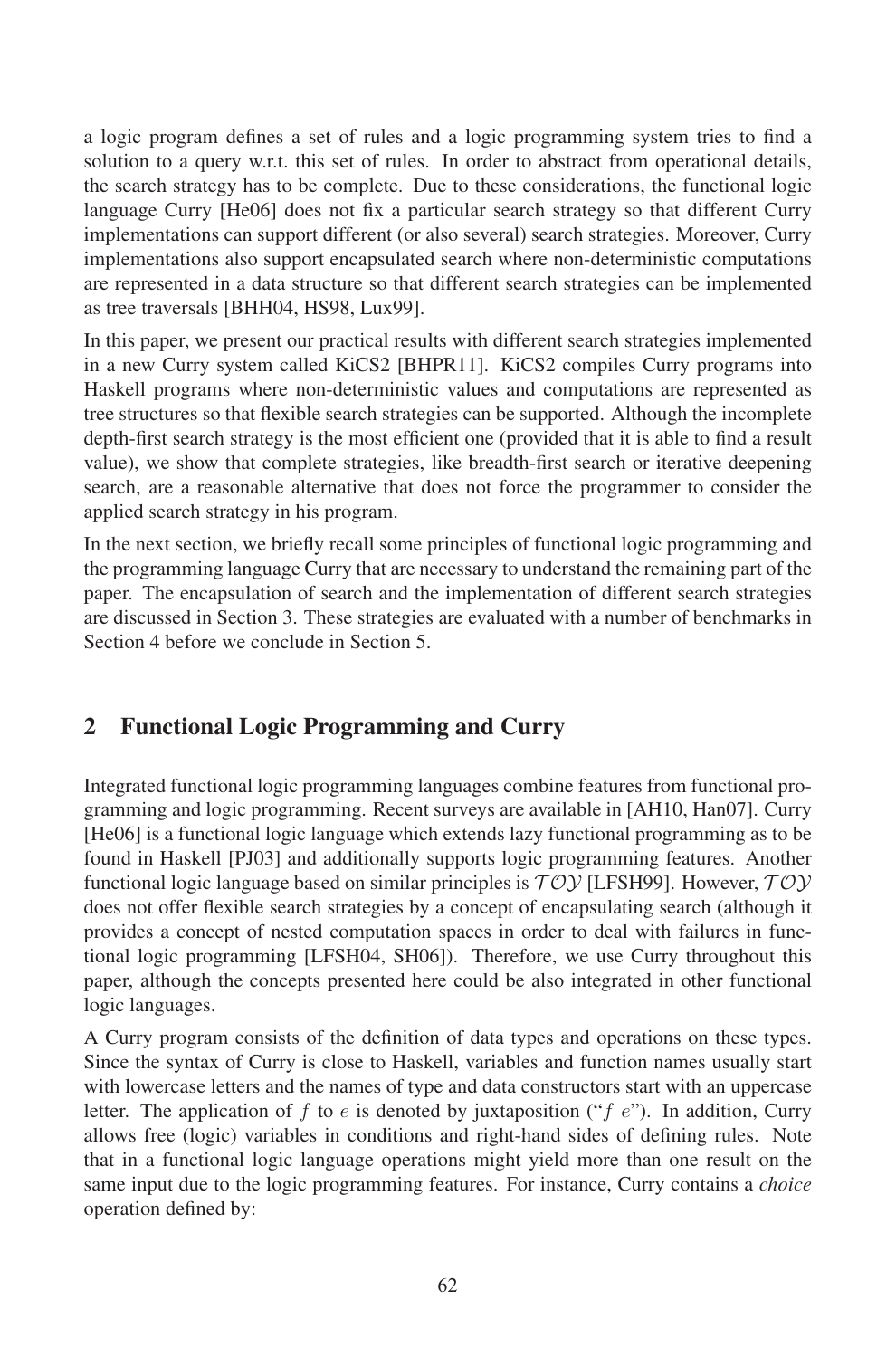a logic program defines a set of rules and a logic programming system tries to find a solution to a query w.r.t. this set of rules. In order to abstract from operational details, the search strategy has to be complete. Due to these considerations, the functional logic language Curry [He06] does not fix a particular search strategy so that different Curry implementations can support different (or also several) search strategies. Moreover, Curry implementations also support encapsulated search where non-deterministic computations are represented in a data structure so that different search strategies can be implemented as tree traversals [BHH04, HS98, Lux99].

In this paper, we present our practical results with different search strategies implemented in a new Curry system called KiCS2 [BHPR11]. KiCS2 compiles Curry programs into Haskell programs where non-deterministic values and computations are represented as tree structures so that flexible search strategies can be supported. Although the incomplete depth-first search strategy is the most efficient one (provided that it is able to find a result value), we show that complete strategies, like breadth-first search or iterative deepening search, are a reasonable alternative that does not force the programmer to consider the applied search strategy in his program.

In the next section, we briefly recall some principles of functional logic programming and the programming language Curry that are necessary to understand the remaining part of the paper. The encapsulation of search and the implementation of different search strategies are discussed in Section 3. These strategies are evaluated with a number of benchmarks in Section 4 before we conclude in Section 5.

## 2 Functional Logic Programming and Curry

Integrated functional logic programming languages combine features from functional programming and logic programming. Recent surveys are available in [AH10, Han07]. Curry [He06] is a functional logic language which extends lazy functional programming as to be found in Haskell [PJ03] and additionally supports logic programming features. Another functional logic language based on similar principles is $\mathcal{TOY}$ [LFSH99]. However, $\mathcal{TOY}$ does not offer flexible search strategies by a concept of encapsulating search (although it provides a concept of nested computation spaces in order to deal with failures in functional logic programming [LFSH04, SH06]). Therefore, we use Curry throughout this paper, although the concepts presented here could be also integrated in other functional logic languages.

A Curry program consists of the definition of data types and operations on these types. Since the syntax of Curry is close to Haskell, variables and function names usually start with lowercase letters and the names of type and data constructors start with an uppercase letter. The application of $f$ to $e$ is denoted by juxtaposition ("$f\ e$"). In addition, Curry allows free (logic) variables in conditions and right-hand sides of defining rules. Note that in a functional logic language operations might yield more than one result on the same input due to the logic programming features. For instance, Curry contains a *choice* operation defined by: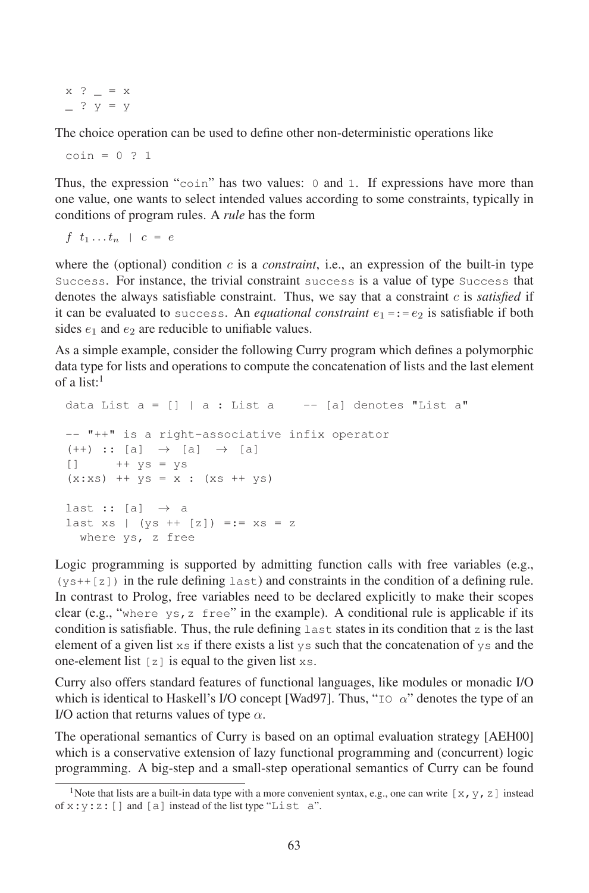```
x ? _ = x
_ ? y = y
```

The choice operation can be used to define other non-deterministic operations like

```
coin = 0 ? 1
```

Thus, the expression "`coin`" has two values: `0` and `1`. If expressions have more than one value, one wants to select intended values according to some constraints, typically in conditions of program rules. A *rule* has the form

$f\ t_1 \ldots t_n$ | $c$ = $e$

where the (optional) condition $c$ is a *constraint*, i.e., an expression of the built-in type `Success`. For instance, the trivial constraint `success` is a value of type `Success` that denotes the always satisfiable constraint. Thus, we say that a constraint $c$ is *satisfied* if it can be evaluated to `success`. An *equational constraint* $e_1$ =:= $e_2$ is satisfiable if both sides $e_1$ and $e_2$ are reducible to unifiable values.

As a simple example, consider the following Curry program which defines a polymorphic data type for lists and operations to compute the concatenation of lists and the last element of a list:[1]

```
data List a = [] | a : List a    -- [a] denotes "List a"

-- "++" is a right-associative infix operator
(++) :: [a] → [a] → [a]
[]     ++ ys = ys
(x:xs) ++ ys = x : (xs ++ ys)

last :: [a] → a
last xs | (ys ++ [z]) =:= xs = z
  where ys, z free
```

Logic programming is supported by admitting function calls with free variables (e.g., `(ys++[z])` in the rule defining `last`) and constraints in the condition of a defining rule. In contrast to Prolog, free variables need to be declared explicitly to make their scopes clear (e.g., "`where ys,z free`" in the example). A conditional rule is applicable if its condition is satisfiable. Thus, the rule defining `last` states in its condition that `z` is the last element of a given list `xs` if there exists a list `ys` such that the concatenation of `ys` and the one-element list `[z]` is equal to the given list `xs`.

Curry also offers standard features of functional languages, like modules or monadic I/O which is identical to Haskell's I/O concept [Wad97]. Thus, "`IO` $\alpha$" denotes the type of an I/O action that returns values of type $\alpha$.

The operational semantics of Curry is based on an optimal evaluation strategy [AEH00] which is a conservative extension of lazy functional programming and (concurrent) logic programming. A big-step and a small-step operational semantics of Curry can be found

[1] Note that lists are a built-in data type with a more convenient syntax, e.g., one can write `[x,y,z]` instead of `x:y:z:[]` and `[a]` instead of the list type "`List a`".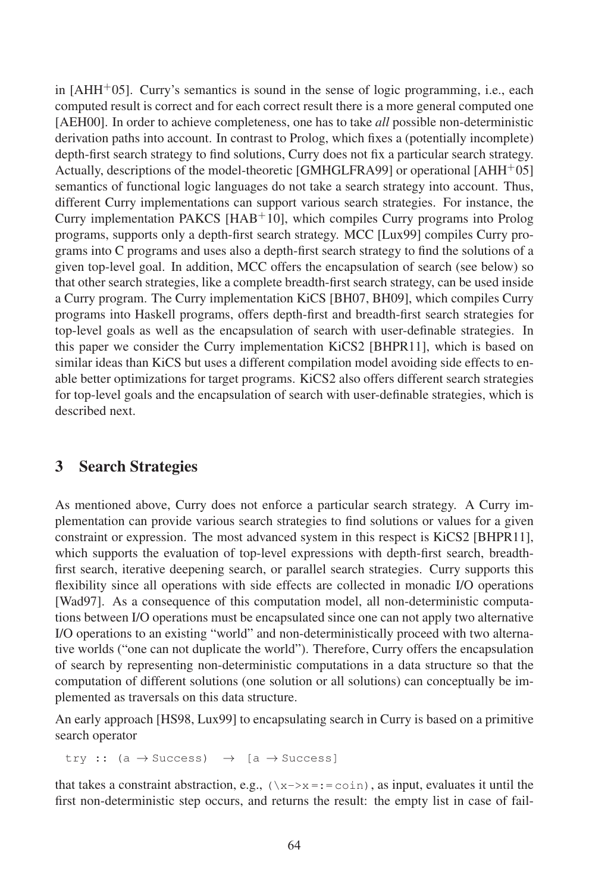in [AHH+05]. Curry's semantics is sound in the sense of logic programming, i.e., each computed result is correct and for each correct result there is a more general computed one [AEH00]. In order to achieve completeness, one has to take *all* possible non-deterministic derivation paths into account. In contrast to Prolog, which fixes a (potentially incomplete) depth-first search strategy to find solutions, Curry does not fix a particular search strategy. Actually, descriptions of the model-theoretic [GMHGLFRA99] or operational [AHH+05] semantics of functional logic languages do not take a search strategy into account. Thus, different Curry implementations can support various search strategies. For instance, the Curry implementation PAKCS [HAB+10], which compiles Curry programs into Prolog programs, supports only a depth-first search strategy. MCC [Lux99] compiles Curry programs into C programs and uses also a depth-first search strategy to find the solutions of a given top-level goal. In addition, MCC offers the encapsulation of search (see below) so that other search strategies, like a complete breadth-first search strategy, can be used inside a Curry program. The Curry implementation KiCS [BH07, BH09], which compiles Curry programs into Haskell programs, offers depth-first and breadth-first search strategies for top-level goals as well as the encapsulation of search with user-definable strategies. In this paper we consider the Curry implementation KiCS2 [BHPR11], which is based on similar ideas than KiCS but uses a different compilation model avoiding side effects to enable better optimizations for target programs. KiCS2 also offers different search strategies for top-level goals and the encapsulation of search with user-definable strategies, which is described next.

## 3 Search Strategies

As mentioned above, Curry does not enforce a particular search strategy. A Curry implementation can provide various search strategies to find solutions or values for a given constraint or expression. The most advanced system in this respect is KiCS2 [BHPR11], which supports the evaluation of top-level expressions with depth-first search, breadth-first search, iterative deepening search, or parallel search strategies. Curry supports this flexibility since all operations with side effects are collected in monadic I/O operations [Wad97]. As a consequence of this computation model, all non-deterministic computations between I/O operations must be encapsulated since one can not apply two alternative I/O operations to an existing "world" and non-deterministically proceed with two alternative worlds ("one can not duplicate the world"). Therefore, Curry offers the encapsulation of search by representing non-deterministic computations in a data structure so that the computation of different solutions (one solution or all solutions) can conceptually be implemented as traversals on this data structure.

An early approach [HS98, Lux99] to encapsulating search in Curry is based on a primitive search operator

```
try :: (a → Success)  →  [a → Success]
```

that takes a constraint abstraction, e.g., `(\x->x =:= coin)`, as input, evaluates it until the first non-deterministic step occurs, and returns the result: the empty list in case of fail-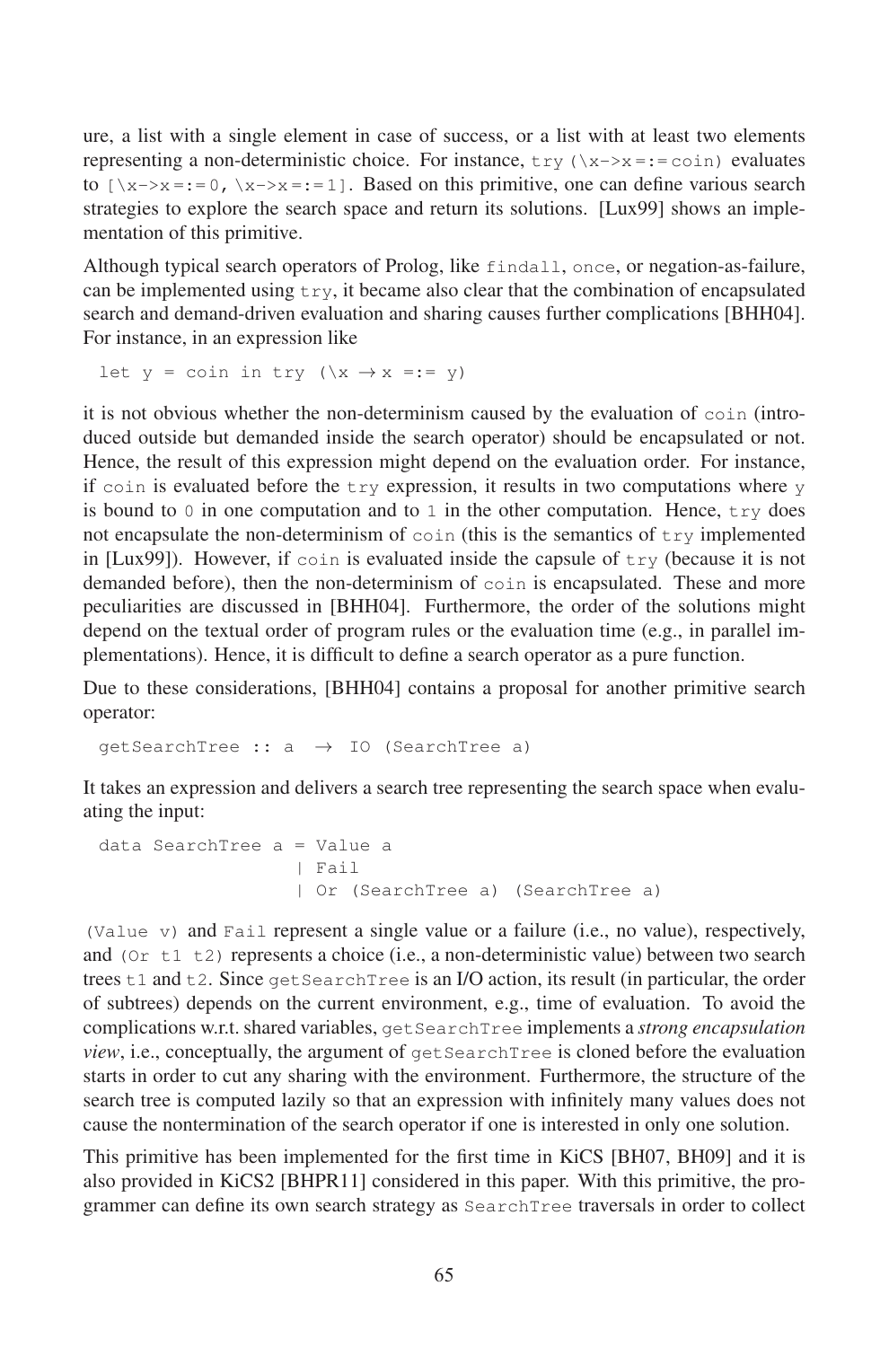ure, a list with a single element in case of success, or a list with at least two elements representing a non-deterministic choice. For instance, `try (\x->x =:= coin)` evaluates to `[\x->x =:= 0, \x->x =:= 1]`. Based on this primitive, one can define various search strategies to explore the search space and return its solutions. [Lux99] shows an implementation of this primitive.

Although typical search operators of Prolog, like `findall`, `once`, or negation-as-failure, can be implemented using `try`, it became also clear that the combination of encapsulated search and demand-driven evaluation and sharing causes further complications [BHH04]. For instance, in an expression like

```
let y = coin in try (\x → x =:= y)
```

it is not obvious whether the non-determinism caused by the evaluation of `coin` (introduced outside but demanded inside the search operator) should be encapsulated or not. Hence, the result of this expression might depend on the evaluation order. For instance, if `coin` is evaluated before the `try` expression, it results in two computations where `y` is bound to `0` in one computation and to `1` in the other computation. Hence, `try` does not encapsulate the non-determinism of `coin` (this is the semantics of `try` implemented in [Lux99]). However, if `coin` is evaluated inside the capsule of `try` (because it is not demanded before), then the non-determinism of `coin` is encapsulated. These and more peculiarities are discussed in [BHH04]. Furthermore, the order of the solutions might depend on the textual order of program rules or the evaluation time (e.g., in parallel implementations). Hence, it is difficult to define a search operator as a pure function.

Due to these considerations, [BHH04] contains a proposal for another primitive search operator:

```
getSearchTree :: a  →  IO (SearchTree a)
```

It takes an expression and delivers a search tree representing the search space when evaluating the input:

```
data SearchTree a = Value a
                  | Fail
                  | Or (SearchTree a) (SearchTree a)
```

`(Value v)` and `Fail` represent a single value or a failure (i.e., no value), respectively, and `(Or t1 t2)` represents a choice (i.e., a non-deterministic value) between two search trees `t1` and `t2`. Since `getSearchTree` is an I/O action, its result (in particular, the order of subtrees) depends on the current environment, e.g., time of evaluation. To avoid the complications w.r.t. shared variables, `getSearchTree` implements a *strong encapsulation view*, i.e., conceptually, the argument of `getSearchTree` is cloned before the evaluation starts in order to cut any sharing with the environment. Furthermore, the structure of the search tree is computed lazily so that an expression with infinitely many values does not cause the nontermination of the search operator if one is interested in only one solution.

This primitive has been implemented for the first time in KiCS [BH07, BH09] and it is also provided in KiCS2 [BHPR11] considered in this paper. With this primitive, the programmer can define its own search strategy as `SearchTree` traversals in order to collect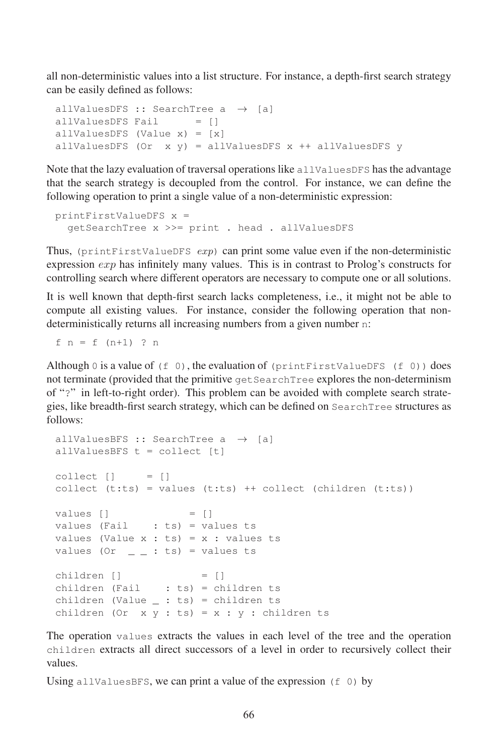all non-deterministic values into a list structure. For instance, a depth-first search strategy can be easily defined as follows:

```
allValuesDFS :: SearchTree a  → [a]
allValuesDFS Fail      = []
allValuesDFS (Value x) = [x]
allValuesDFS (Or  x y) = allValuesDFS x ++ allValuesDFS y
```

Note that the lazy evaluation of traversal operations like `allValuesDFS` has the advantage that the search strategy is decoupled from the control. For instance, we can define the following operation to print a single value of a non-deterministic expression:

```
printFirstValueDFS x =
  getSearchTree x >>= print . head . allValuesDFS
```

Thus, (`printFirstValueDFS` *exp*) can print some value even if the non-deterministic expression *exp* has infinitely many values. This is in contrast to Prolog's constructs for controlling search where different operators are necessary to compute one or all solutions.

It is well known that depth-first search lacks completeness, i.e., it might not be able to compute all existing values. For instance, consider the following operation that non-deterministically returns all increasing numbers from a given number `n`:

```
f n = f (n+1) ? n
```

Although `0` is a value of `(f 0)`, the evaluation of `(printFirstValueDFS (f 0))` does not terminate (provided that the primitive `getSearchTree` explores the non-determinism of "`?`" in left-to-right order). This problem can be avoided with complete search strategies, like breadth-first search strategy, which can be defined on `SearchTree` structures as follows:

```
allValuesBFS :: SearchTree a  → [a]
allValuesBFS t = collect [t]

collect []     = []
collect (t:ts) = values (t:ts) ++ collect (children (t:ts))

values []             = []
values (Fail    : ts) = values ts
values (Value x : ts) = x : values ts
values (Or  _ _ : ts) = values ts

children []             = []
children (Fail    : ts) = children ts
children (Value _ : ts) = children ts
children (Or  x y : ts) = x : y : children ts
```

The operation `values` extracts the values in each level of the tree and the operation `children` extracts all direct successors of a level in order to recursively collect their values.

Using `allValuesBFS`, we can print a value of the expression `(f 0)` by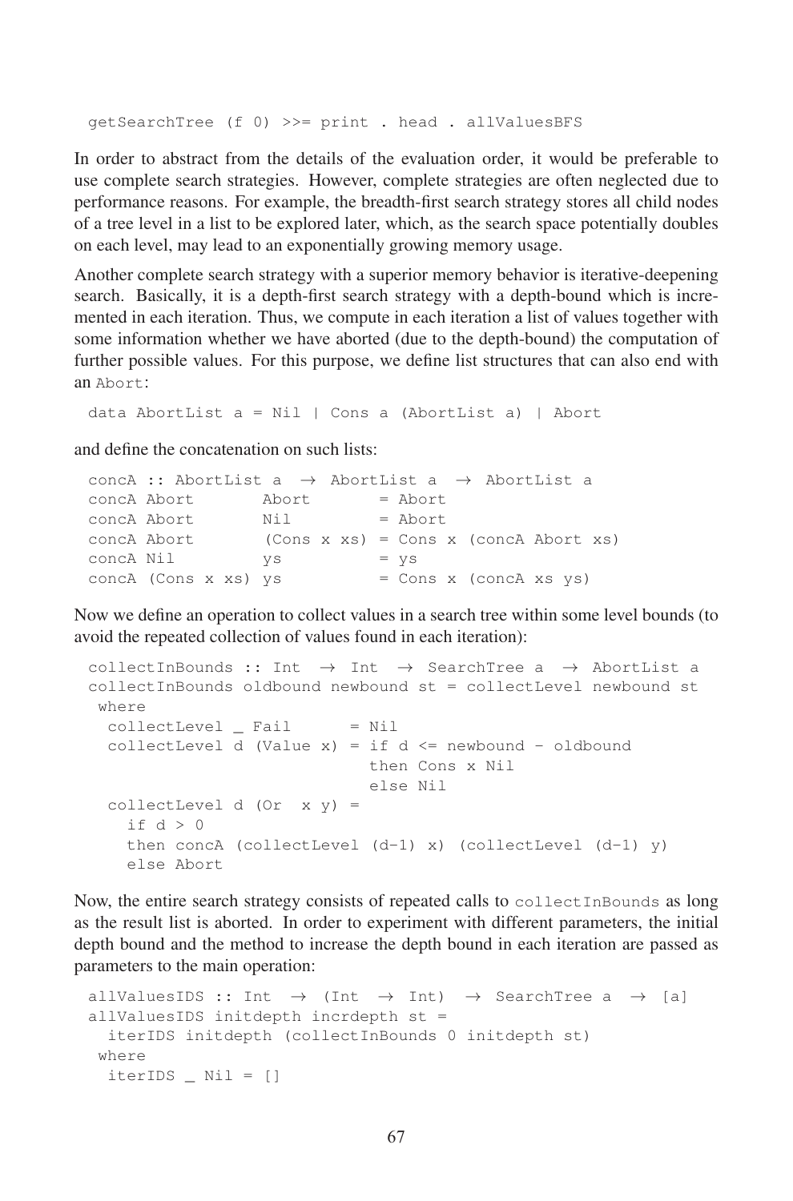```
getSearchTree (f 0) >>= print . head . allValuesBFS
```

In order to abstract from the details of the evaluation order, it would be preferable to use complete search strategies. However, complete strategies are often neglected due to performance reasons. For example, the breadth-first search strategy stores all child nodes of a tree level in a list to be explored later, which, as the search space potentially doubles on each level, may lead to an exponentially growing memory usage.

Another complete search strategy with a superior memory behavior is iterative-deepening search. Basically, it is a depth-first search strategy with a depth-bound which is incremented in each iteration. Thus, we compute in each iteration a list of values together with some information whether we have aborted (due to the depth-bound) the computation of further possible values. For this purpose, we define list structures that can also end with an `Abort`:

```
data AbortList a = Nil | Cons a (AbortList a) | Abort
```

and define the concatenation on such lists:

```
concA :: AbortList a  →  AbortList a  →  AbortList a
concA Abort       Abort       = Abort
concA Abort       Nil         = Abort
concA Abort       (Cons x xs) = Cons x (concA Abort xs)
concA Nil         ys          = ys
concA (Cons x xs) ys          = Cons x (concA xs ys)
```

Now we define an operation to collect values in a search tree within some level bounds (to avoid the repeated collection of values found in each iteration):

```
collectInBounds :: Int  →  Int  →  SearchTree a  →  AbortList a
collectInBounds oldbound newbound st = collectLevel newbound st
 where
  collectLevel _ Fail      = Nil
  collectLevel d (Value x) = if d <= newbound - oldbound
                             then Cons x Nil
                             else Nil
  collectLevel d (Or  x y) =
    if d > 0
    then concA (collectLevel (d-1) x) (collectLevel (d-1) y)
    else Abort
```

Now, the entire search strategy consists of repeated calls to `collectInBounds` as long as the result list is aborted. In order to experiment with different parameters, the initial depth bound and the method to increase the depth bound in each iteration are passed as parameters to the main operation:

```
allValuesIDS :: Int  →  (Int  →  Int)  →  SearchTree a  →  [a]
allValuesIDS initdepth incrdepth st =
  iterIDS initdepth (collectInBounds 0 initdepth st)
 where
  iterIDS _ Nil = []
```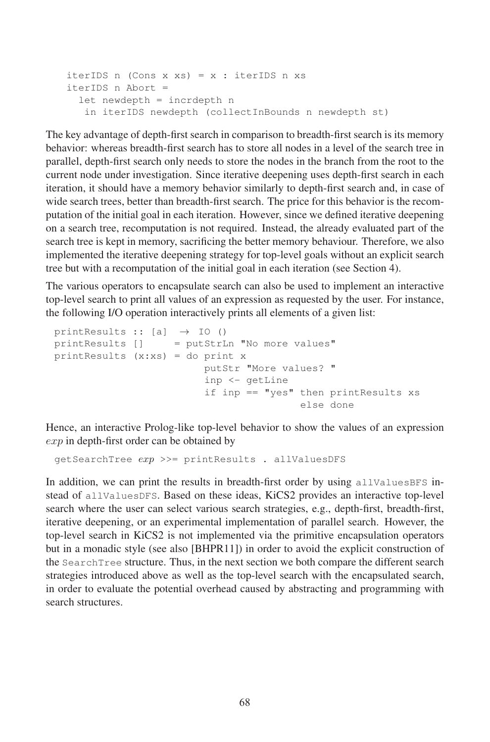```
  iterIDS n (Cons x xs) = x : iterIDS n xs
  iterIDS n Abort =
    let newdepth = incrdepth n
     in iterIDS newdepth (collectInBounds n newdepth st)
```

The key advantage of depth-first search in comparison to breadth-first search is its memory behavior: whereas breadth-first search has to store all nodes in a level of the search tree in parallel, depth-first search only needs to store the nodes in the branch from the root to the current node under investigation. Since iterative deepening uses depth-first search in each iteration, it should have a memory behavior similarly to depth-first search and, in case of wide search trees, better than breadth-first search. The price for this behavior is the recomputation of the initial goal in each iteration. However, since we defined iterative deepening on a search tree, recomputation is not required. Instead, the already evaluated part of the search tree is kept in memory, sacrificing the better memory behaviour. Therefore, we also implemented the iterative deepening strategy for top-level goals without an explicit search tree but with a recomputation of the initial goal in each iteration (see Section 4).

The various operators to encapsulate search can also be used to implement an interactive top-level search to print all values of an expression as requested by the user. For instance, the following I/O operation interactively prints all elements of a given list:

```
printResults :: [a]  → IO ()
printResults []     = putStrLn "No more values"
printResults (x:xs) = do print x
                         putStr "More values? "
                         inp <- getLine
                         if inp == "yes" then printResults xs
                                         else done
```

Hence, an interactive Prolog-like top-level behavior to show the values of an expression *exp* in depth-first order can be obtained by

```
getSearchTree exp >>= printResults . allValuesDFS
```

In addition, we can print the results in breadth-first order by using `allValuesBFS` instead of `allValuesDFS`. Based on these ideas, KiCS2 provides an interactive top-level search where the user can select various search strategies, e.g., depth-first, breadth-first, iterative deepening, or an experimental implementation of parallel search. However, the top-level search in KiCS2 is not implemented via the primitive encapsulation operators but in a monadic style (see also [BHPR11]) in order to avoid the explicit construction of the `SearchTree` structure. Thus, in the next section we both compare the different search strategies introduced above as well as the top-level search with the encapsulated search, in order to evaluate the potential overhead caused by abstracting and programming with search structures.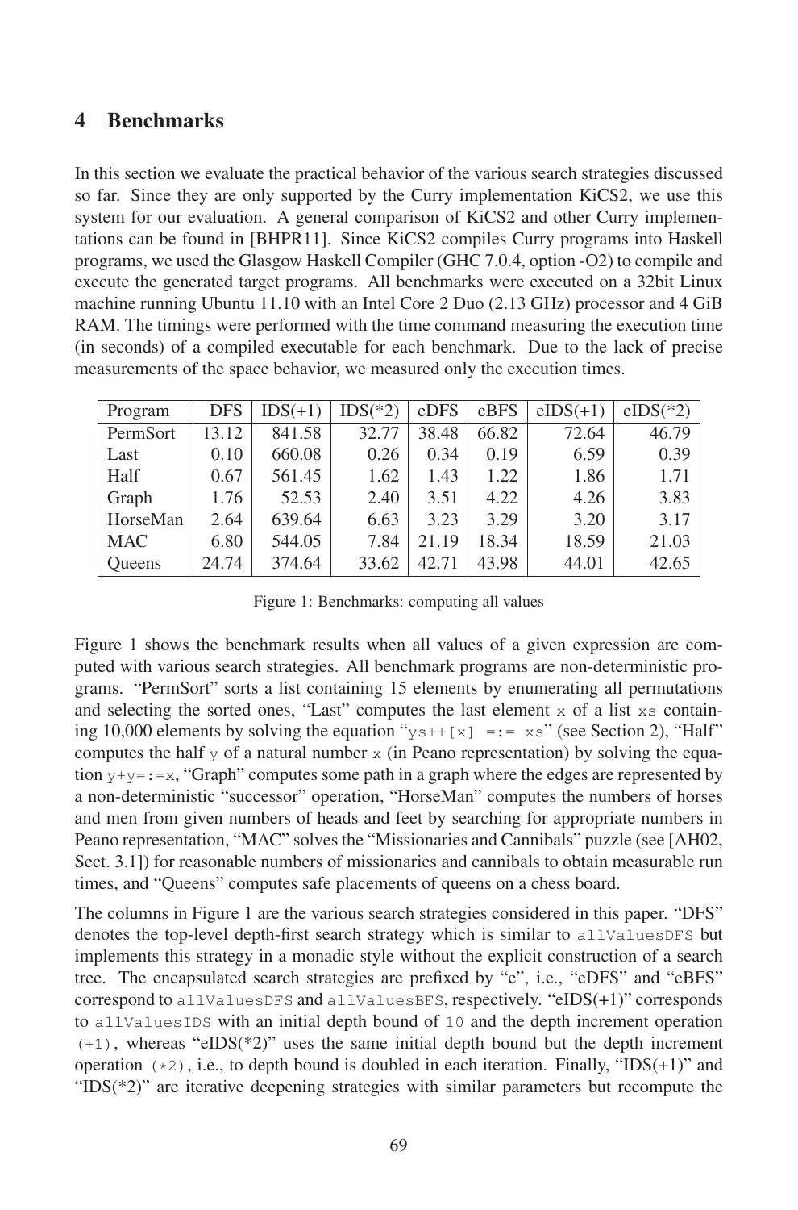## 4 Benchmarks

In this section we evaluate the practical behavior of the various search strategies discussed so far. Since they are only supported by the Curry implementation KiCS2, we use this system for our evaluation. A general comparison of KiCS2 and other Curry implementations can be found in [BHPR11]. Since KiCS2 compiles Curry programs into Haskell programs, we used the Glasgow Haskell Compiler (GHC 7.0.4, option -O2) to compile and execute the generated target programs. All benchmarks were executed on a 32bit Linux machine running Ubuntu 11.10 with an Intel Core 2 Duo (2.13 GHz) processor and 4 GiB RAM. The timings were performed with the time command measuring the execution time (in seconds) of a compiled executable for each benchmark. Due to the lack of precise measurements of the space behavior, we measured only the execution times.

| Program | DFS | IDS(+1) | IDS(*2) | eDFS | eBFS | eIDS(+1) | eIDS(*2) |
|---|---|---|---|---|---|---|---|
| PermSort | 13.12 | 841.58 | 32.77 | 38.48 | 66.82 | 72.64 | 46.79 |
| Last | 0.10 | 660.08 | 0.26 | 0.34 | 0.19 | 6.59 | 0.39 |
| Half | 0.67 | 561.45 | 1.62 | 1.43 | 1.22 | 1.86 | 1.71 |
| Graph | 1.76 | 52.53 | 2.40 | 3.51 | 4.22 | 4.26 | 3.83 |
| HorseMan | 2.64 | 639.64 | 6.63 | 3.23 | 3.29 | 3.20 | 3.17 |
| MAC | 6.80 | 544.05 | 7.84 | 21.19 | 18.34 | 18.59 | 21.03 |
| Queens | 24.74 | 374.64 | 33.62 | 42.71 | 43.98 | 44.01 | 42.65 |

Figure 1: Benchmarks: computing all values

Figure 1 shows the benchmark results when all values of a given expression are computed with various search strategies. All benchmark programs are non-deterministic programs. "PermSort" sorts a list containing 15 elements by enumerating all permutations and selecting the sorted ones, "Last" computes the last element `x` of a list `xs` containing 10,000 elements by solving the equation "`ys++[x] =:= xs`" (see Section 2), "Half" computes the half `y` of a natural number `x` (in Peano representation) by solving the equation `y+y=:=x`, "Graph" computes some path in a graph where the edges are represented by a non-deterministic "successor" operation, "HorseMan" computes the numbers of horses and men from given numbers of heads and feet by searching for appropriate numbers in Peano representation, "MAC" solves the "Missionaries and Cannibals" puzzle (see [AH02, Sect. 3.1]) for reasonable numbers of missionaries and cannibals to obtain measurable run times, and "Queens" computes safe placements of queens on a chess board.

The columns in Figure 1 are the various search strategies considered in this paper. "DFS" denotes the top-level depth-first search strategy which is similar to `allValuesDFS` but implements this strategy in a monadic style without the explicit construction of a search tree. The encapsulated search strategies are prefixed by "e", i.e., "eDFS" and "eBFS" correspond to `allValuesDFS` and `allValuesBFS`, respectively. "eIDS(+1)" corresponds to `allValuesIDS` with an initial depth bound of `10` and the depth increment operation `(+1)`, whereas "eIDS(*2)" uses the same initial depth bound but the depth increment operation `(*2)`, i.e., to depth bound is doubled in each iteration. Finally, "IDS(+1)" and "IDS(*2)" are iterative deepening strategies with similar parameters but recompute the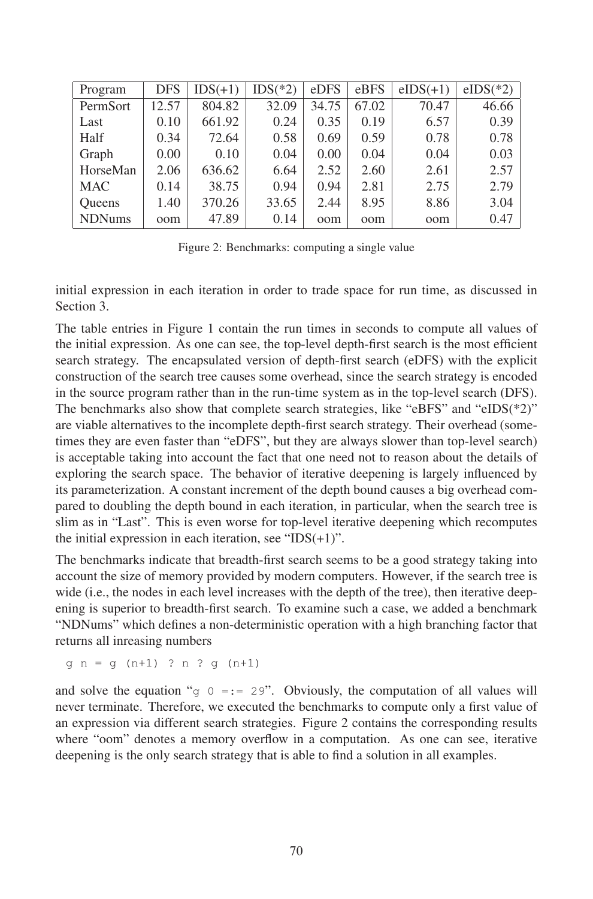| Program | DFS | IDS(+1) | IDS(*2) | eDFS | eBFS | eIDS(+1) | eIDS(*2) |
| --- | --- | --- | --- | --- | --- | --- | --- |
| PermSort | 12.57 | 804.82 | 32.09 | 34.75 | 67.02 | 70.47 | 46.66 |
| Last | 0.10 | 661.92 | 0.24 | 0.35 | 0.19 | 6.57 | 0.39 |
| Half | 0.34 | 72.64 | 0.58 | 0.69 | 0.59 | 0.78 | 0.78 |
| Graph | 0.00 | 0.10 | 0.04 | 0.00 | 0.04 | 0.04 | 0.03 |
| HorseMan | 2.06 | 636.62 | 6.64 | 2.52 | 2.60 | 2.61 | 2.57 |
| MAC | 0.14 | 38.75 | 0.94 | 0.94 | 2.81 | 2.75 | 2.79 |
| Queens | 1.40 | 370.26 | 33.65 | 2.44 | 8.95 | 8.86 | 3.04 |
| NDNums | oom | 47.89 | 0.14 | oom | oom | oom | 0.47 |

Figure 2: Benchmarks: computing a single value

initial expression in each iteration in order to trade space for run time, as discussed in Section 3.

The table entries in Figure 1 contain the run times in seconds to compute all values of the initial expression. As one can see, the top-level depth-first search is the most efficient search strategy. The encapsulated version of depth-first search (eDFS) with the explicit construction of the search tree causes some overhead, since the search strategy is encoded in the source program rather than in the run-time system as in the top-level search (DFS). The benchmarks also show that complete search strategies, like "eBFS" and "eIDS(*2)" are viable alternatives to the incomplete depth-first search strategy. Their overhead (sometimes they are even faster than "eDFS", but they are always slower than top-level search) is acceptable taking into account the fact that one need not to reason about the details of exploring the search space. The behavior of iterative deepening is largely influenced by its parameterization. A constant increment of the depth bound causes a big overhead compared to doubling the depth bound in each iteration, in particular, when the search tree is slim as in "Last". This is even worse for top-level iterative deepening which recomputes the initial expression in each iteration, see "IDS(+1)".

The benchmarks indicate that breadth-first search seems to be a good strategy taking into account the size of memory provided by modern computers. However, if the search tree is wide (i.e., the nodes in each level increases with the depth of the tree), then iterative deepening is superior to breadth-first search. To examine such a case, we added a benchmark "NDNums" which defines a non-deterministic operation with a high branching factor that returns all inreasing numbers

```
g n = g (n+1) ? n ? g (n+1)
```

and solve the equation "`g 0 =:= 29`". Obviously, the computation of all values will never terminate. Therefore, we executed the benchmarks to compute only a first value of an expression via different search strategies. Figure 2 contains the corresponding results where "oom" denotes a memory overflow in a computation. As one can see, iterative deepening is the only search strategy that is able to find a solution in all examples.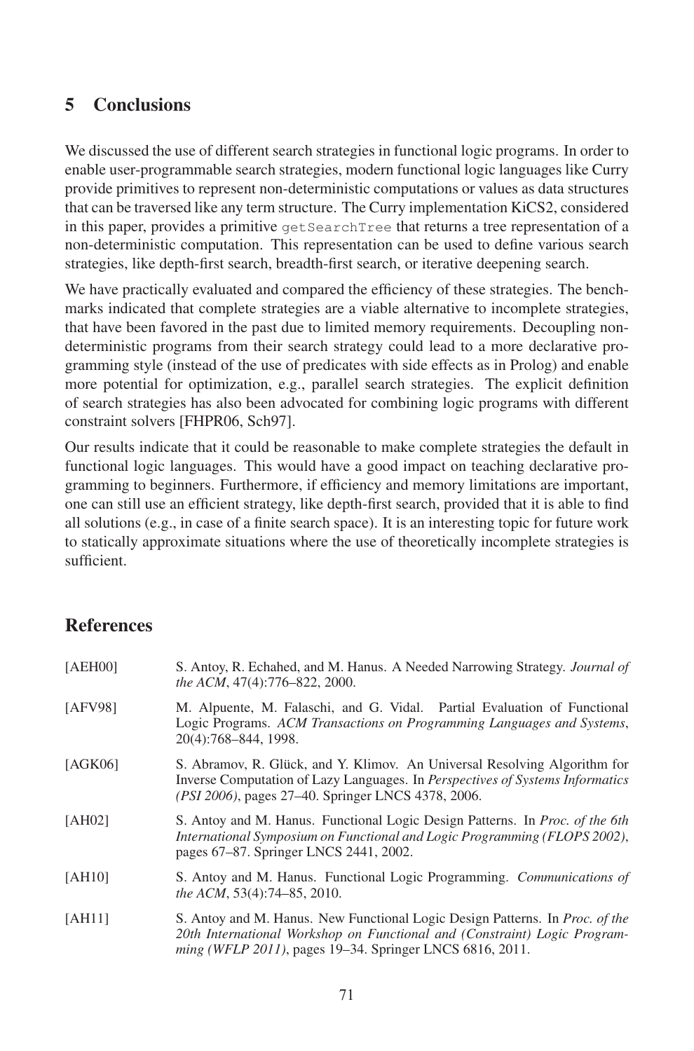## 5 Conclusions

We discussed the use of different search strategies in functional logic programs. In order to enable user-programmable search strategies, modern functional logic languages like Curry provide primitives to represent non-deterministic computations or values as data structures that can be traversed like any term structure. The Curry implementation KiCS2, considered in this paper, provides a primitive `getSearchTree` that returns a tree representation of a non-deterministic computation. This representation can be used to define various search strategies, like depth-first search, breadth-first search, or iterative deepening search.

We have practically evaluated and compared the efficiency of these strategies. The benchmarks indicated that complete strategies are a viable alternative to incomplete strategies, that have been favored in the past due to limited memory requirements. Decoupling non-deterministic programs from their search strategy could lead to a more declarative programming style (instead of the use of predicates with side effects as in Prolog) and enable more potential for optimization, e.g., parallel search strategies. The explicit definition of search strategies has also been advocated for combining logic programs with different constraint solvers [FHPR06, Sch97].

Our results indicate that it could be reasonable to make complete strategies the default in functional logic languages. This would have a good impact on teaching declarative programming to beginners. Furthermore, if efficiency and memory limitations are important, one can still use an efficient strategy, like depth-first search, provided that it is able to find all solutions (e.g., in case of a finite search space). It is an interesting topic for future work to statically approximate situations where the use of theoretically incomplete strategies is sufficient.

## References

[AEH00] S. Antoy, R. Echahed, and M. Hanus. A Needed Narrowing Strategy. *Journal of the ACM*, 47(4):776–822, 2000.

[AFV98] M. Alpuente, M. Falaschi, and G. Vidal. Partial Evaluation of Functional Logic Programs. *ACM Transactions on Programming Languages and Systems*, 20(4):768–844, 1998.

[AGK06] S. Abramov, R. Glück, and Y. Klimov. An Universal Resolving Algorithm for Inverse Computation of Lazy Languages. In *Perspectives of Systems Informatics (PSI 2006)*, pages 27–40. Springer LNCS 4378, 2006.

[AH02] S. Antoy and M. Hanus. Functional Logic Design Patterns. In *Proc. of the 6th International Symposium on Functional and Logic Programming (FLOPS 2002)*, pages 67–87. Springer LNCS 2441, 2002.

[AH10] S. Antoy and M. Hanus. Functional Logic Programming. *Communications of the ACM*, 53(4):74–85, 2010.

[AH11] S. Antoy and M. Hanus. New Functional Logic Design Patterns. In *Proc. of the 20th International Workshop on Functional and (Constraint) Logic Programming (WFLP 2011)*, pages 19–34. Springer LNCS 6816, 2011.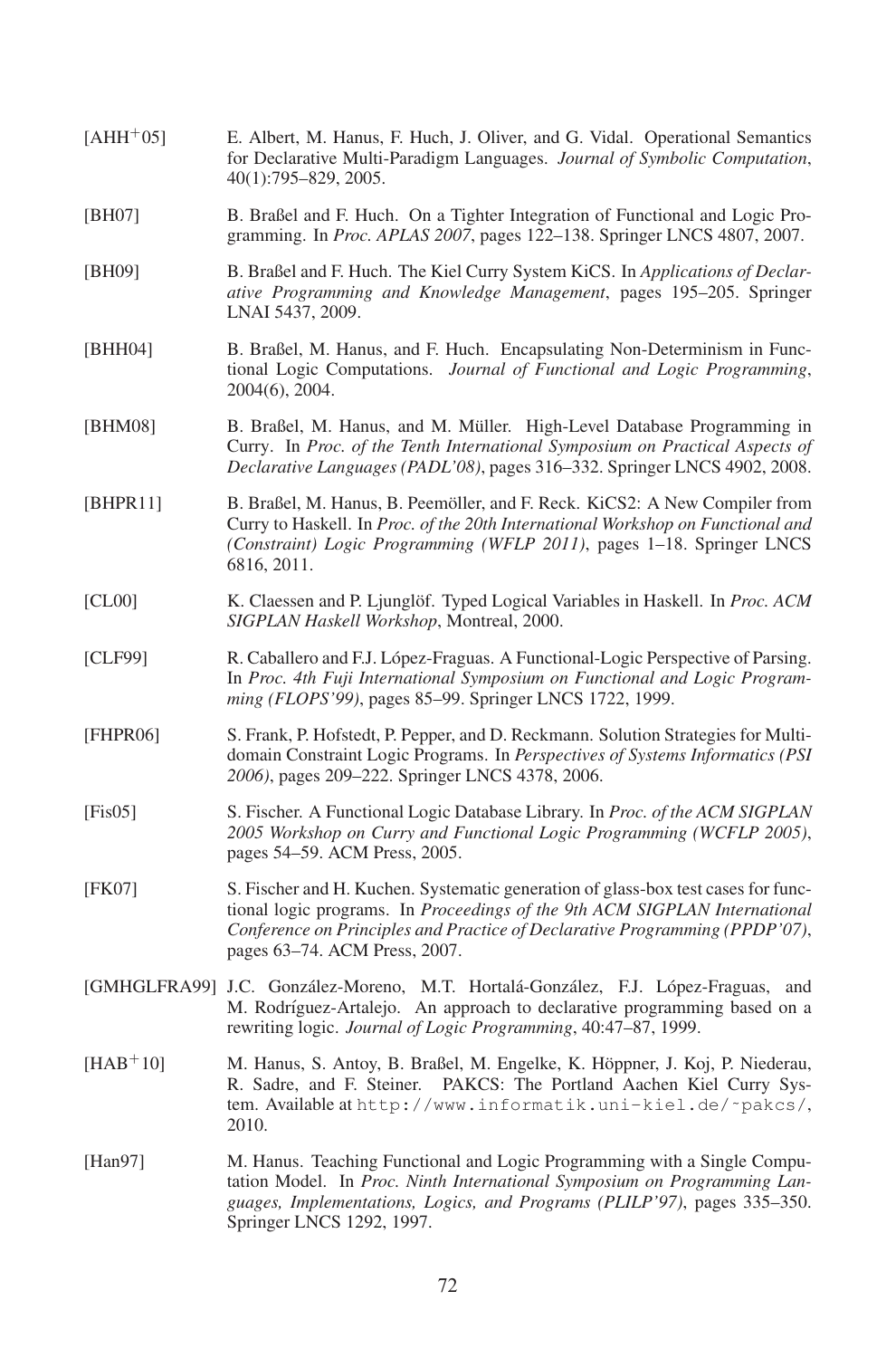[AHH⁺05] E. Albert, M. Hanus, F. Huch, J. Oliver, and G. Vidal. Operational Semantics for Declarative Multi-Paradigm Languages. *Journal of Symbolic Computation*, 40(1):795–829, 2005.

[BH07] B. Braßel and F. Huch. On a Tighter Integration of Functional and Logic Programming. In *Proc. APLAS 2007*, pages 122–138. Springer LNCS 4807, 2007.

[BH09] B. Braßel and F. Huch. The Kiel Curry System KiCS. In *Applications of Declarative Programming and Knowledge Management*, pages 195–205. Springer LNAI 5437, 2009.

[BHH04] B. Braßel, M. Hanus, and F. Huch. Encapsulating Non-Determinism in Functional Logic Computations. *Journal of Functional and Logic Programming*, 2004(6), 2004.

[BHM08] B. Braßel, M. Hanus, and M. Müller. High-Level Database Programming in Curry. In *Proc. of the Tenth International Symposium on Practical Aspects of Declarative Languages (PADL'08)*, pages 316–332. Springer LNCS 4902, 2008.

[BHPR11] B. Braßel, M. Hanus, B. Peemöller, and F. Reck. KiCS2: A New Compiler from Curry to Haskell. In *Proc. of the 20th International Workshop on Functional and (Constraint) Logic Programming (WFLP 2011)*, pages 1–18. Springer LNCS 6816, 2011.

[CL00] K. Claessen and P. Ljunglöf. Typed Logical Variables in Haskell. In *Proc. ACM SIGPLAN Haskell Workshop*, Montreal, 2000.

[CLF99] R. Caballero and F.J. López-Fraguas. A Functional-Logic Perspective of Parsing. In *Proc. 4th Fuji International Symposium on Functional and Logic Programming (FLOPS'99)*, pages 85–99. Springer LNCS 1722, 1999.

[FHPR06] S. Frank, P. Hofstedt, P. Pepper, and D. Reckmann. Solution Strategies for Multi-domain Constraint Logic Programs. In *Perspectives of Systems Informatics (PSI 2006)*, pages 209–222. Springer LNCS 4378, 2006.

[Fis05] S. Fischer. A Functional Logic Database Library. In *Proc. of the ACM SIGPLAN 2005 Workshop on Curry and Functional Logic Programming (WCFLP 2005)*, pages 54–59. ACM Press, 2005.

[FK07] S. Fischer and H. Kuchen. Systematic generation of glass-box test cases for functional logic programs. In *Proceedings of the 9th ACM SIGPLAN International Conference on Principles and Practice of Declarative Programming (PPDP'07)*, pages 63–74. ACM Press, 2007.

[GMHGLFRA99] J.C. González-Moreno, M.T. Hortalá-González, F.J. López-Fraguas, and M. Rodríguez-Artalejo. An approach to declarative programming based on a rewriting logic. *Journal of Logic Programming*, 40:47–87, 1999.

[HAB⁺10] M. Hanus, S. Antoy, B. Braßel, M. Engelke, K. Höppner, J. Koj, P. Niederau, R. Sadre, and F. Steiner. PAKCS: The Portland Aachen Kiel Curry System. Available at `http://www.informatik.uni-kiel.de/~pakcs/`, 2010.

[Han97] M. Hanus. Teaching Functional and Logic Programming with a Single Computation Model. In *Proc. Ninth International Symposium on Programming Languages, Implementations, Logics, and Programs (PLILP'97)*, pages 335–350. Springer LNCS 1292, 1997.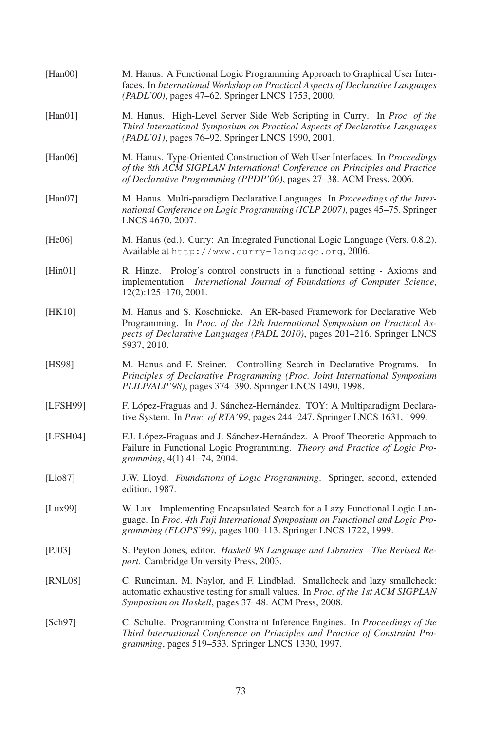[Han00] M. Hanus. A Functional Logic Programming Approach to Graphical User Interfaces. In *International Workshop on Practical Aspects of Declarative Languages (PADL'00)*, pages 47–62. Springer LNCS 1753, 2000.

[Han01] M. Hanus. High-Level Server Side Web Scripting in Curry. In *Proc. of the Third International Symposium on Practical Aspects of Declarative Languages (PADL'01)*, pages 76–92. Springer LNCS 1990, 2001.

[Han06] M. Hanus. Type-Oriented Construction of Web User Interfaces. In *Proceedings of the 8th ACM SIGPLAN International Conference on Principles and Practice of Declarative Programming (PPDP'06)*, pages 27–38. ACM Press, 2006.

[Han07] M. Hanus. Multi-paradigm Declarative Languages. In *Proceedings of the International Conference on Logic Programming (ICLP 2007)*, pages 45–75. Springer LNCS 4670, 2007.

[He06] M. Hanus (ed.). Curry: An Integrated Functional Logic Language (Vers. 0.8.2). Available at `http://www.curry-language.org`, 2006.

[Hin01] R. Hinze. Prolog's control constructs in a functional setting - Axioms and implementation. *International Journal of Foundations of Computer Science*, 12(2):125–170, 2001.

[HK10] M. Hanus and S. Koschnicke. An ER-based Framework for Declarative Web Programming. In *Proc. of the 12th International Symposium on Practical Aspects of Declarative Languages (PADL 2010)*, pages 201–216. Springer LNCS 5937, 2010.

[HS98] M. Hanus and F. Steiner. Controlling Search in Declarative Programs. In *Principles of Declarative Programming (Proc. Joint International Symposium PLILP/ALP'98)*, pages 374–390. Springer LNCS 1490, 1998.

[LFSH99] F. López-Fraguas and J. Sánchez-Hernández. TOY: A Multiparadigm Declarative System. In *Proc. of RTA'99*, pages 244–247. Springer LNCS 1631, 1999.

[LFSH04] F.J. López-Fraguas and J. Sánchez-Hernández. A Proof Theoretic Approach to Failure in Functional Logic Programming. *Theory and Practice of Logic Programming*, 4(1):41–74, 2004.

[Llo87] J.W. Lloyd. *Foundations of Logic Programming*. Springer, second, extended edition, 1987.

[Lux99] W. Lux. Implementing Encapsulated Search for a Lazy Functional Logic Language. In *Proc. 4th Fuji International Symposium on Functional and Logic Programming (FLOPS'99)*, pages 100–113. Springer LNCS 1722, 1999.

[PJ03] S. Peyton Jones, editor. *Haskell 98 Language and Libraries—The Revised Report*. Cambridge University Press, 2003.

[RNL08] C. Runciman, M. Naylor, and F. Lindblad. Smallcheck and lazy smallcheck: automatic exhaustive testing for small values. In *Proc. of the 1st ACM SIGPLAN Symposium on Haskell*, pages 37–48. ACM Press, 2008.

[Sch97] C. Schulte. Programming Constraint Inference Engines. In *Proceedings of the Third International Conference on Principles and Practice of Constraint Programming*, pages 519–533. Springer LNCS 1330, 1997.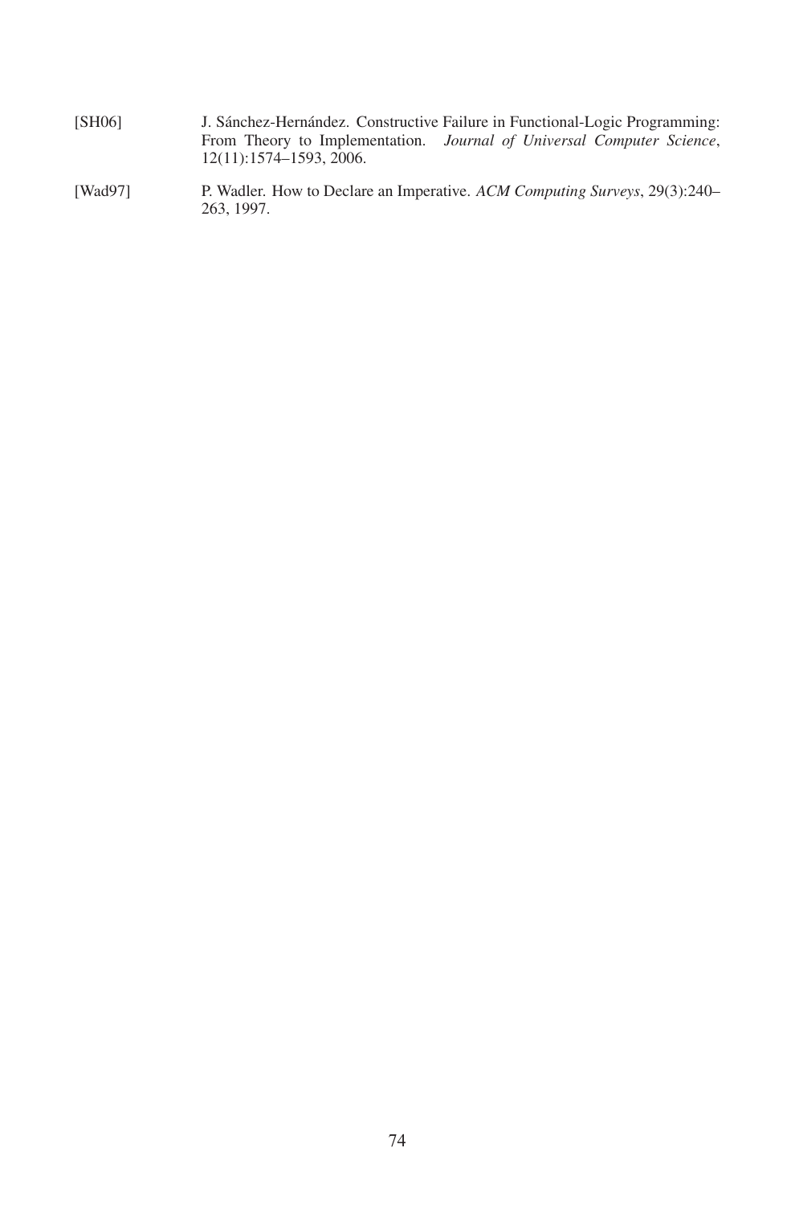[SH06] J. Sánchez-Hernández. Constructive Failure in Functional-Logic Programming: From Theory to Implementation. *Journal of Universal Computer Science*, 12(11):1574–1593, 2006.

[Wad97] P. Wadler. How to Declare an Imperative. *ACM Computing Surveys*, 29(3):240–263, 1997.